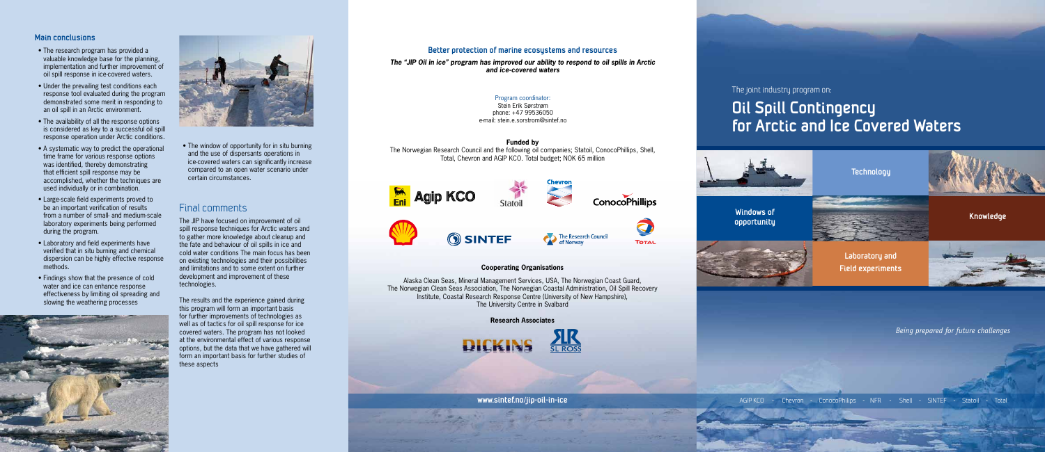### Main conclusions

- The research program has provided a valuable knowledge base for the planning, implementation and further improvement of oil spill response in ice-covered waters.
- Under the prevailing test conditions each response tool evaluated during the program demonstrated some merit in responding to an oil spill in an Arctic environment.
- The availability of all the response options is considered as key to a successful oil spill response operation under Arctic conditions.
- A systematic way to predict the operational time frame for various response options was identified, thereby demonstrating that efficient spill response may be accomplished, whether the techniques are used individually or in combination.
- Large-scale field experiments proved to be an important verification of results from a number of small- and medium-scale laboratory experiments being performed during the program.
- Laboratory and field experiments have verified that in situ burning and chemical dispersion can be highly effective response methods.
- Findings show that the presence of cold water and ice can enhance response effectiveness by limiting oil spreading and slowing the weathering processes
- The window of opportunity for in situ burning and the use of dispersants operations in ice-covered waters can significantly increase compared to an open water scenario under certain circumstances.

## Final comments

The JIP have focused on improvement of oil spill response techniques for Arctic waters and to gather more knowledge about cleanup and the fate and behaviour of oil spills in ice and cold water conditions The main focus has been on existing technologies and their possibilities and limitations and to some extent on further development and improvement of these technologies.

The results and the experience gained during this program will form an important basis for further improvements of technologies as well as of tactics for oil spill response for ice covered waters. The program has not looked at the environmental effect of various response options, but the data that we have gathered will form an important basis for further studies of these aspects

### Better protection of marine ecosystems and resources

***The "JIP Oil in ice" program has improved our ability to respond to oil spills in Arctic and ice-covered waters***

Program coordinator:
Stein Erik Sørstrøm
phone: +47 99536050
e-mail: stein.e.sorstrom@sintef.no

**Funded by**

The Norwegian Research Council and the following oil companies; Statoil, ConocoPhillips, Shell, Total, Chevron and AGIP KCO. Total budget; NOK 65 million

Agip KCO · Statoil · Chevron · ConocoPhillips · Shell · SINTEF · The Research Council of Norway · Total

**Cooperating Organisations**

Alaska Clean Seas, Mineral Management Services, USA, The Norwegian Coast Guard, The Norwegian Clean Seas Association, The Norwegian Coastal Administration, Oil Spill Recovery Institute, Coastal Research Response Centre (University of New Hampshire), The University Centre in Svalbard

**Research Associates**

DICKINS · SL ROSS

www.sintef.no/jip-oil-in-ice

The joint industry program on:

# Oil Spill Contingency for Arctic and Ice Covered Waters

Technology

Windows of opportunity

Knowledge

Laboratory and Field experiments

*Being prepared for future challenges*

AGIP KCO · Chevron · ConocoPhilips · NFR · Shell · SINTEF · Statoil · Total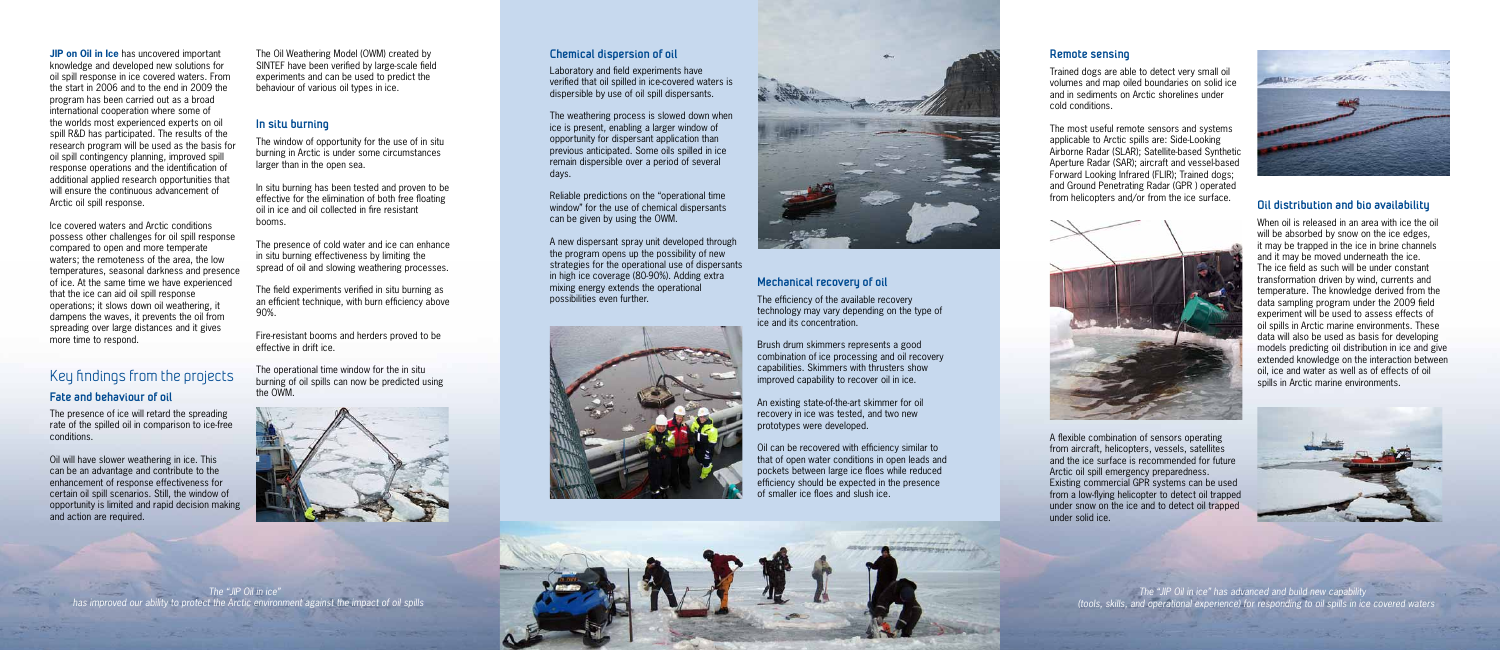**JIP on Oil in Ice** has uncovered important knowledge and developed new solutions for oil spill response in ice covered waters. From the start in 2006 and to the end in 2009 the program has been carried out as a broad international cooperation where some of the worlds most experienced experts on oil spill R&D has participated. The results of the research program will be used as the basis for oil spill contingency planning, improved spill response operations and the identification of additional applied research opportunities that will ensure the continuous advancement of Arctic oil spill response.

Ice covered waters and Arctic conditions possess other challenges for oil spill response compared to open and more temperate waters; the remoteness of the area, the low temperatures, seasonal darkness and presence of ice. At the same time we have experienced that the ice can aid oil spill response operations; it slows down oil weathering, it dampens the waves, it prevents the oil from spreading over large distances and it gives more time to respond.

# Key findings from the projects

### Fate and behaviour of oil

The presence of ice will retard the spreading rate of the spilled oil in comparison to ice-free conditions.

Oil will have slower weathering in ice. This can be an advantage and contribute to the enhancement of response effectiveness for certain oil spill scenarios. Still, the window of opportunity is limited and rapid decision making and action are required.

The Oil Weathering Model (OWM) created by SINTEF have been verified by large-scale field experiments and can be used to predict the behaviour of various oil types in ice.

### In situ burning

The window of opportunity for the use of in situ burning in Arctic is under some circumstances larger than in the open sea.

In situ burning has been tested and proven to be effective for the elimination of both free floating oil in ice and oil collected in fire resistant booms.

The presence of cold water and ice can enhance in situ burning effectiveness by limiting the spread of oil and slowing weathering processes.

The field experiments verified in situ burning as an efficient technique, with burn efficiency above 90%.

Fire-resistant booms and herders proved to be effective in drift ice.

The operational time window for the in situ burning of oil spills can now be predicted using the OWM.

*The "JIP Oil in ice" has improved our ability to protect the Arctic environment against the impact of oil spills*

### Chemical dispersion of oil

Laboratory and field experiments have verified that oil spilled in ice-covered waters is dispersible by use of oil spill dispersants.

The weathering process is slowed down when ice is present, enabling a larger window of opportunity for dispersant application than previous anticipated. Some oils spilled in ice remain dispersible over a period of several days.

Reliable predictions on the "operational time window" for the use of chemical dispersants can be given by using the OWM.

A new dispersant spray unit developed through the program opens up the possibility of new strategies for the operational use of dispersants in high ice coverage (80-90%). Adding extra mixing energy extends the operational possibilities even further.

### Mechanical recovery of oil

The efficiency of the available recovery technology may vary depending on the type of ice and its concentration.

Brush drum skimmers represents a good combination of ice processing and oil recovery capabilities. Skimmers with thrusters show improved capability to recover oil in ice.

An existing state-of-the-art skimmer for oil recovery in ice was tested, and two new prototypes were developed.

Oil can be recovered with efficiency similar to that of open water conditions in open leads and pockets between large ice floes while reduced efficiency should be expected in the presence of smaller ice floes and slush ice.

### Remote sensing

Trained dogs are able to detect very small oil volumes and map oiled boundaries on solid ice and in sediments on Arctic shorelines under cold conditions.

The most useful remote sensors and systems applicable to Arctic spills are: Side-Looking Airborne Radar (SLAR); Satellite-based Synthetic Aperture Radar (SAR); aircraft and vessel-based Forward Looking Infrared (FLIR); Trained dogs; and Ground Penetrating Radar (GPR ) operated from helicopters and/or from the ice surface.

A flexible combination of sensors operating from aircraft, helicopters, vessels, satellites and the ice surface is recommended for future Arctic oil spill emergency preparedness. Existing commercial GPR systems can be used from a low-flying helicopter to detect oil trapped under snow on the ice and to detect oil trapped under solid ice.

### Oil distribution and bio availability

When oil is released in an area with ice the oil will be absorbed by snow on the ice edges, it may be trapped in the ice in brine channels and it may be moved underneath the ice. The ice field as such will be under constant transformation driven by wind, currents and temperature. The knowledge derived from the data sampling program under the 2009 field experiment will be used to assess effects of oil spills in Arctic marine environments. These data will also be used as basis for developing models predicting oil distribution in ice and give extended knowledge on the interaction between oil, ice and water as well as of effects of oil spills in Arctic marine environments.

*The "JIP Oil in ice" has advanced and build new capability (tools, skills, and operational experience) for responding to oil spills in ice covered waters*